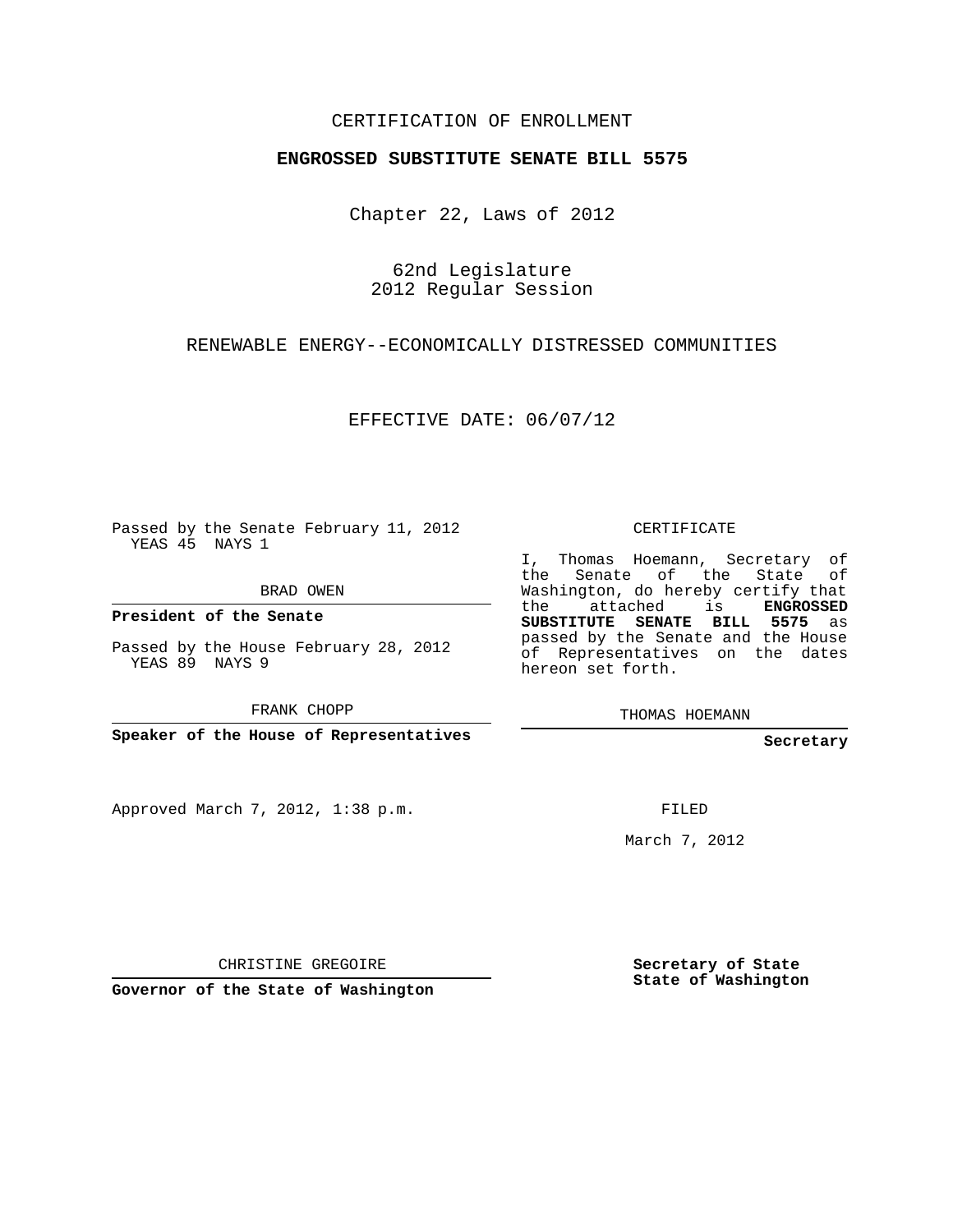CERTIFICATION OF ENROLLMENT

**ENGROSSED SUBSTITUTE SENATE BILL 5575**

Chapter 22, Laws of 2012

62nd Legislature
2012 Regular Session

RENEWABLE ENERGY--ECONOMICALLY DISTRESSED COMMUNITIES

EFFECTIVE DATE: 06/07/12

Passed by the Senate February 11, 2012
YEAS 45 NAYS 1

BRAD OWEN

**President of the Senate**

Passed by the House February 28, 2012
YEAS 89 NAYS 9

FRANK CHOPP

**Speaker of the House of Representatives**

Approved March 7, 2012, 1:38 p.m.

CHRISTINE GREGOIRE

**Governor of the State of Washington**

CERTIFICATE

I, Thomas Hoemann, Secretary of the Senate of the State of Washington, do hereby certify that the attached is **ENGROSSED SUBSTITUTE SENATE BILL 5575** as passed by the Senate and the House of Representatives on the dates hereon set forth.

THOMAS HOEMANN

**Secretary**

FILED

March 7, 2012

**Secretary of State**
**State of Washington**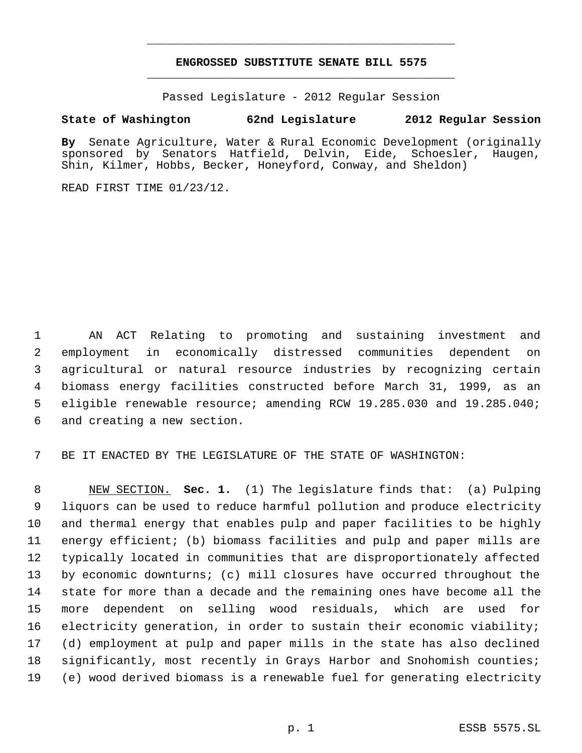# ENGROSSED SUBSTITUTE SENATE BILL 5575

Passed Legislature - 2012 Regular Session

**State of Washington 62nd Legislature 2012 Regular Session**

**By** Senate Agriculture, Water & Rural Economic Development (originally sponsored by Senators Hatfield, Delvin, Eide, Schoesler, Haugen, Shin, Kilmer, Hobbs, Becker, Honeyford, Conway, and Sheldon)

READ FIRST TIME 01/23/12.

AN ACT Relating to promoting and sustaining investment and employment in economically distressed communities dependent on agricultural or natural resource industries by recognizing certain biomass energy facilities constructed before March 31, 1999, as an eligible renewable resource; amending RCW 19.285.030 and 19.285.040; and creating a new section.

BE IT ENACTED BY THE LEGISLATURE OF THE STATE OF WASHINGTON:

NEW SECTION. **Sec. 1.** (1) The legislature finds that: (a) Pulping liquors can be used to reduce harmful pollution and produce electricity and thermal energy that enables pulp and paper facilities to be highly energy efficient; (b) biomass facilities and pulp and paper mills are typically located in communities that are disproportionately affected by economic downturns; (c) mill closures have occurred throughout the state for more than a decade and the remaining ones have become all the more dependent on selling wood residuals, which are used for electricity generation, in order to sustain their economic viability; (d) employment at pulp and paper mills in the state has also declined significantly, most recently in Grays Harbor and Snohomish counties; (e) wood derived biomass is a renewable fuel for generating electricity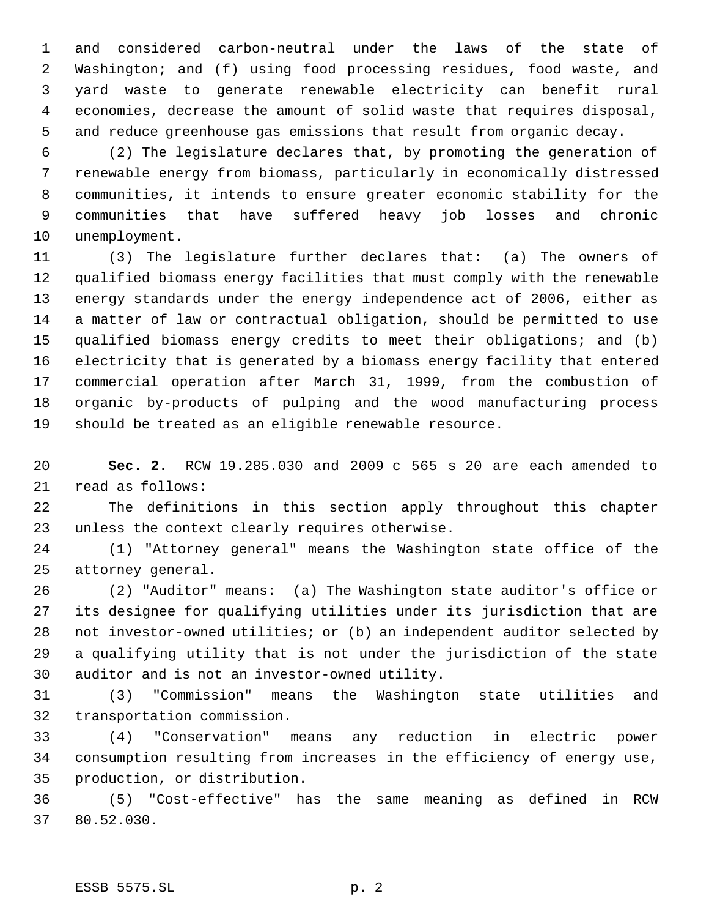and considered carbon-neutral under the laws of the state of Washington; and (f) using food processing residues, food waste, and yard waste to generate renewable electricity can benefit rural economies, decrease the amount of solid waste that requires disposal, and reduce greenhouse gas emissions that result from organic decay.

(2) The legislature declares that, by promoting the generation of renewable energy from biomass, particularly in economically distressed communities, it intends to ensure greater economic stability for the communities that have suffered heavy job losses and chronic unemployment.

(3) The legislature further declares that: (a) The owners of qualified biomass energy facilities that must comply with the renewable energy standards under the energy independence act of 2006, either as a matter of law or contractual obligation, should be permitted to use qualified biomass energy credits to meet their obligations; and (b) electricity that is generated by a biomass energy facility that entered commercial operation after March 31, 1999, from the combustion of organic by-products of pulping and the wood manufacturing process should be treated as an eligible renewable resource.

**Sec. 2.** RCW 19.285.030 and 2009 c 565 s 20 are each amended to read as follows:

The definitions in this section apply throughout this chapter unless the context clearly requires otherwise.

(1) "Attorney general" means the Washington state office of the attorney general.

(2) "Auditor" means: (a) The Washington state auditor's office or its designee for qualifying utilities under its jurisdiction that are not investor-owned utilities; or (b) an independent auditor selected by a qualifying utility that is not under the jurisdiction of the state auditor and is not an investor-owned utility.

(3) "Commission" means the Washington state utilities and transportation commission.

(4) "Conservation" means any reduction in electric power consumption resulting from increases in the efficiency of energy use, production, or distribution.

(5) "Cost-effective" has the same meaning as defined in RCW 80.52.030.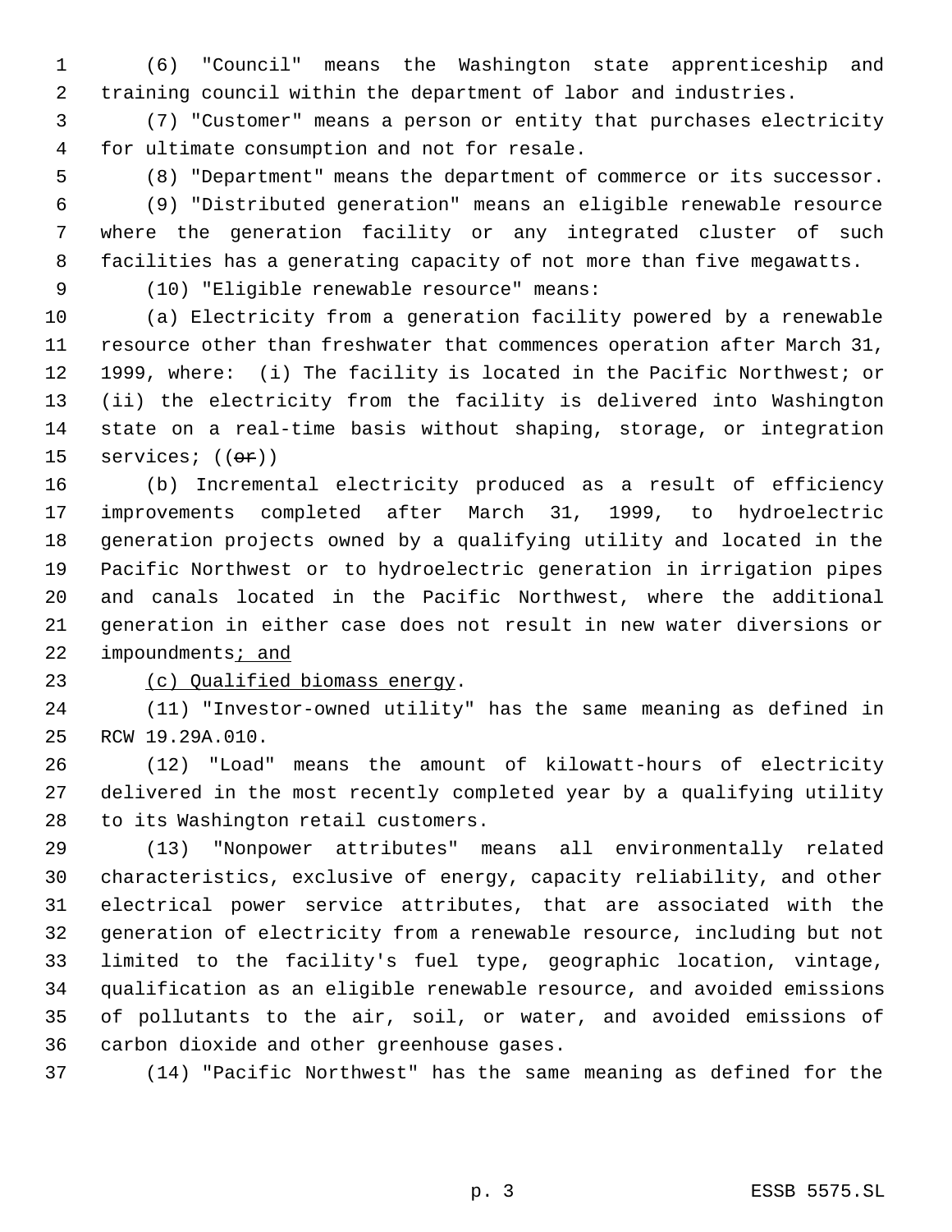(6) "Council" means the Washington state apprenticeship and training council within the department of labor and industries.

(7) "Customer" means a person or entity that purchases electricity for ultimate consumption and not for resale.

(8) "Department" means the department of commerce or its successor.

(9) "Distributed generation" means an eligible renewable resource where the generation facility or any integrated cluster of such facilities has a generating capacity of not more than five megawatts.

(10) "Eligible renewable resource" means:

(a) Electricity from a generation facility powered by a renewable resource other than freshwater that commences operation after March 31, 1999, where: (i) The facility is located in the Pacific Northwest; or (ii) the electricity from the facility is delivered into Washington state on a real-time basis without shaping, storage, or integration services; ((~~or~~))

(b) Incremental electricity produced as a result of efficiency improvements completed after March 31, 1999, to hydroelectric generation projects owned by a qualifying utility and located in the Pacific Northwest or to hydroelectric generation in irrigation pipes and canals located in the Pacific Northwest, where the additional generation in either case does not result in new water diversions or impoundments<u>; and</u>

<u>(c) Qualified biomass energy</u>.

(11) "Investor-owned utility" has the same meaning as defined in RCW 19.29A.010.

(12) "Load" means the amount of kilowatt-hours of electricity delivered in the most recently completed year by a qualifying utility to its Washington retail customers.

(13) "Nonpower attributes" means all environmentally related characteristics, exclusive of energy, capacity reliability, and other electrical power service attributes, that are associated with the generation of electricity from a renewable resource, including but not limited to the facility's fuel type, geographic location, vintage, qualification as an eligible renewable resource, and avoided emissions of pollutants to the air, soil, or water, and avoided emissions of carbon dioxide and other greenhouse gases.

(14) "Pacific Northwest" has the same meaning as defined for the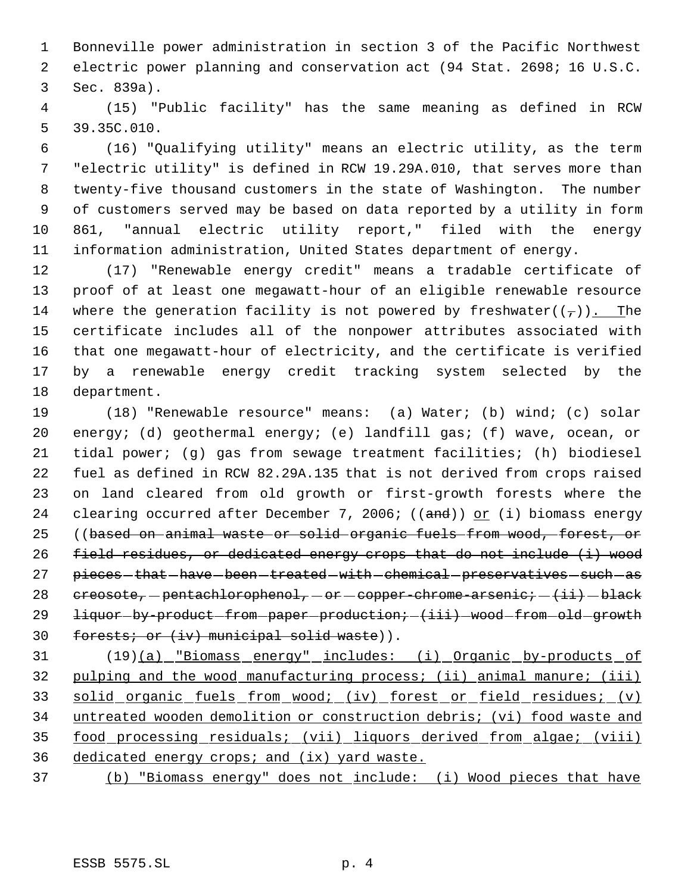Bonneville power administration in section 3 of the Pacific Northwest electric power planning and conservation act (94 Stat. 2698; 16 U.S.C. Sec. 839a).

(15) "Public facility" has the same meaning as defined in RCW 39.35C.010.

(16) "Qualifying utility" means an electric utility, as the term "electric utility" is defined in RCW 19.29A.010, that serves more than twenty-five thousand customers in the state of Washington. The number of customers served may be based on data reported by a utility in form 861, "annual electric utility report," filed with the energy information administration, United States department of energy.

(17) "Renewable energy credit" means a tradable certificate of proof of at least one megawatt-hour of an eligible renewable resource where the generation facility is not powered by freshwater((~~,~~)). The certificate includes all of the nonpower attributes associated with that one megawatt-hour of electricity, and the certificate is verified by a renewable energy credit tracking system selected by the department.

(18) "Renewable resource" means: (a) Water; (b) wind; (c) solar energy; (d) geothermal energy; (e) landfill gas; (f) wave, ocean, or tidal power; (g) gas from sewage treatment facilities; (h) biodiesel fuel as defined in RCW 82.29A.135 that is not derived from crops raised on land cleared from old growth or first-growth forests where the clearing occurred after December 7, 2006; ((~~and~~)) or (i) biomass energy ((~~based on animal waste or solid organic fuels from wood, forest, or field residues, or dedicated energy crops that do not include (i) wood pieces that have been treated with chemical preservatives such as creosote, pentachlorophenol, or copper-chrome-arsenic; (ii) black liquor by-product from paper production; (iii) wood from old growth forests; or (iv) municipal solid waste~~)).

(19)(a) "Biomass energy" includes: (i) Organic by-products of pulping and the wood manufacturing process; (ii) animal manure; (iii) solid organic fuels from wood; (iv) forest or field residues; (v) untreated wooden demolition or construction debris; (vi) food waste and food processing residuals; (vii) liquors derived from algae; (viii) dedicated energy crops; and (ix) yard waste.

(b) "Biomass energy" does not include: (i) Wood pieces that have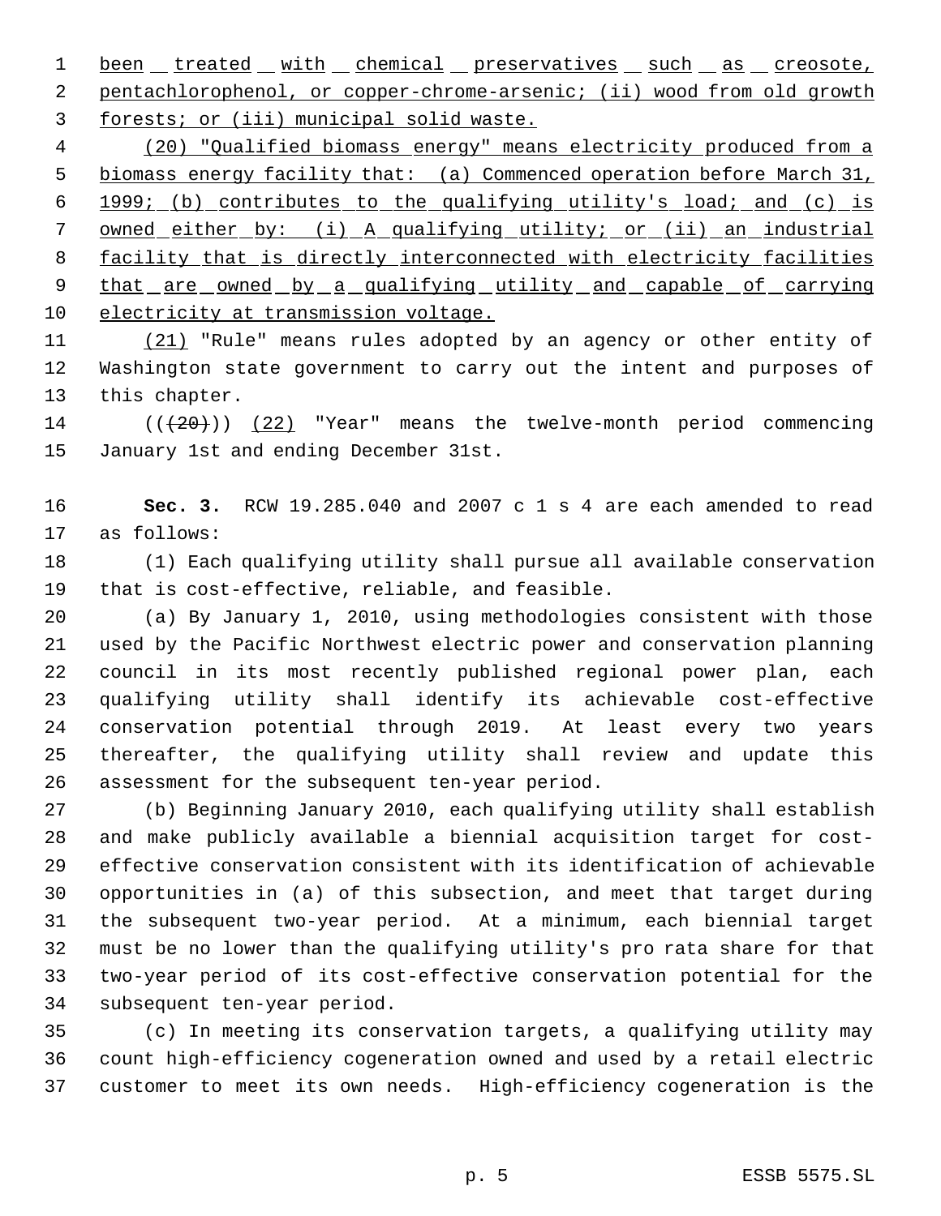been treated with chemical preservatives such as creosote, pentachlorophenol, or copper-chrome-arsenic; (ii) wood from old growth forests; or (iii) municipal solid waste.

(20) "Qualified biomass energy" means electricity produced from a biomass energy facility that: (a) Commenced operation before March 31, 1999; (b) contributes to the qualifying utility's load; and (c) is owned either by: (i) A qualifying utility; or (ii) an industrial facility that is directly interconnected with electricity facilities that are owned by a qualifying utility and capable of carrying electricity at transmission voltage.

(21) "Rule" means rules adopted by an agency or other entity of Washington state government to carry out the intent and purposes of this chapter.

(((20))) (22) "Year" means the twelve-month period commencing January 1st and ending December 31st.

**Sec. 3.** RCW 19.285.040 and 2007 c 1 s 4 are each amended to read as follows:

(1) Each qualifying utility shall pursue all available conservation that is cost-effective, reliable, and feasible.

(a) By January 1, 2010, using methodologies consistent with those used by the Pacific Northwest electric power and conservation planning council in its most recently published regional power plan, each qualifying utility shall identify its achievable cost-effective conservation potential through 2019. At least every two years thereafter, the qualifying utility shall review and update this assessment for the subsequent ten-year period.

(b) Beginning January 2010, each qualifying utility shall establish and make publicly available a biennial acquisition target for cost-effective conservation consistent with its identification of achievable opportunities in (a) of this subsection, and meet that target during the subsequent two-year period. At a minimum, each biennial target must be no lower than the qualifying utility's pro rata share for that two-year period of its cost-effective conservation potential for the subsequent ten-year period.

(c) In meeting its conservation targets, a qualifying utility may count high-efficiency cogeneration owned and used by a retail electric customer to meet its own needs. High-efficiency cogeneration is the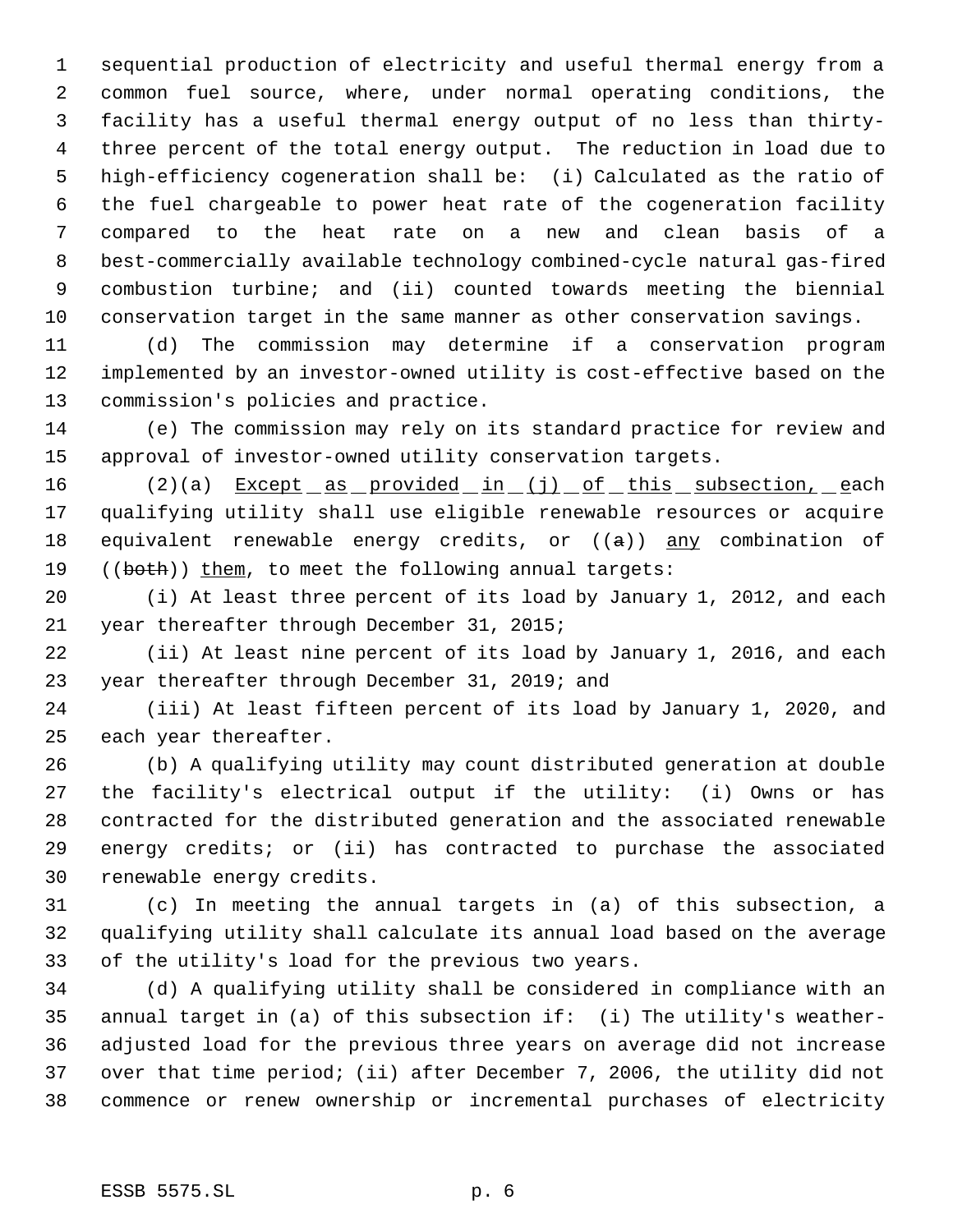sequential production of electricity and useful thermal energy from a common fuel source, where, under normal operating conditions, the facility has a useful thermal energy output of no less than thirty-three percent of the total energy output. The reduction in load due to high-efficiency cogeneration shall be: (i) Calculated as the ratio of the fuel chargeable to power heat rate of the cogeneration facility compared to the heat rate on a new and clean basis of a best-commercially available technology combined-cycle natural gas-fired combustion turbine; and (ii) counted towards meeting the biennial conservation target in the same manner as other conservation savings.

(d) The commission may determine if a conservation program implemented by an investor-owned utility is cost-effective based on the commission's policies and practice.

(e) The commission may rely on its standard practice for review and approval of investor-owned utility conservation targets.

(2)(a) Except as provided in (j) of this subsection, each qualifying utility shall use eligible renewable resources or acquire equivalent renewable energy credits, or ((a)) any combination of ((both)) them, to meet the following annual targets:

(i) At least three percent of its load by January 1, 2012, and each year thereafter through December 31, 2015;

(ii) At least nine percent of its load by January 1, 2016, and each year thereafter through December 31, 2019; and

(iii) At least fifteen percent of its load by January 1, 2020, and each year thereafter.

(b) A qualifying utility may count distributed generation at double the facility's electrical output if the utility: (i) Owns or has contracted for the distributed generation and the associated renewable energy credits; or (ii) has contracted to purchase the associated renewable energy credits.

(c) In meeting the annual targets in (a) of this subsection, a qualifying utility shall calculate its annual load based on the average of the utility's load for the previous two years.

(d) A qualifying utility shall be considered in compliance with an annual target in (a) of this subsection if: (i) The utility's weather-adjusted load for the previous three years on average did not increase over that time period; (ii) after December 7, 2006, the utility did not commence or renew ownership or incremental purchases of electricity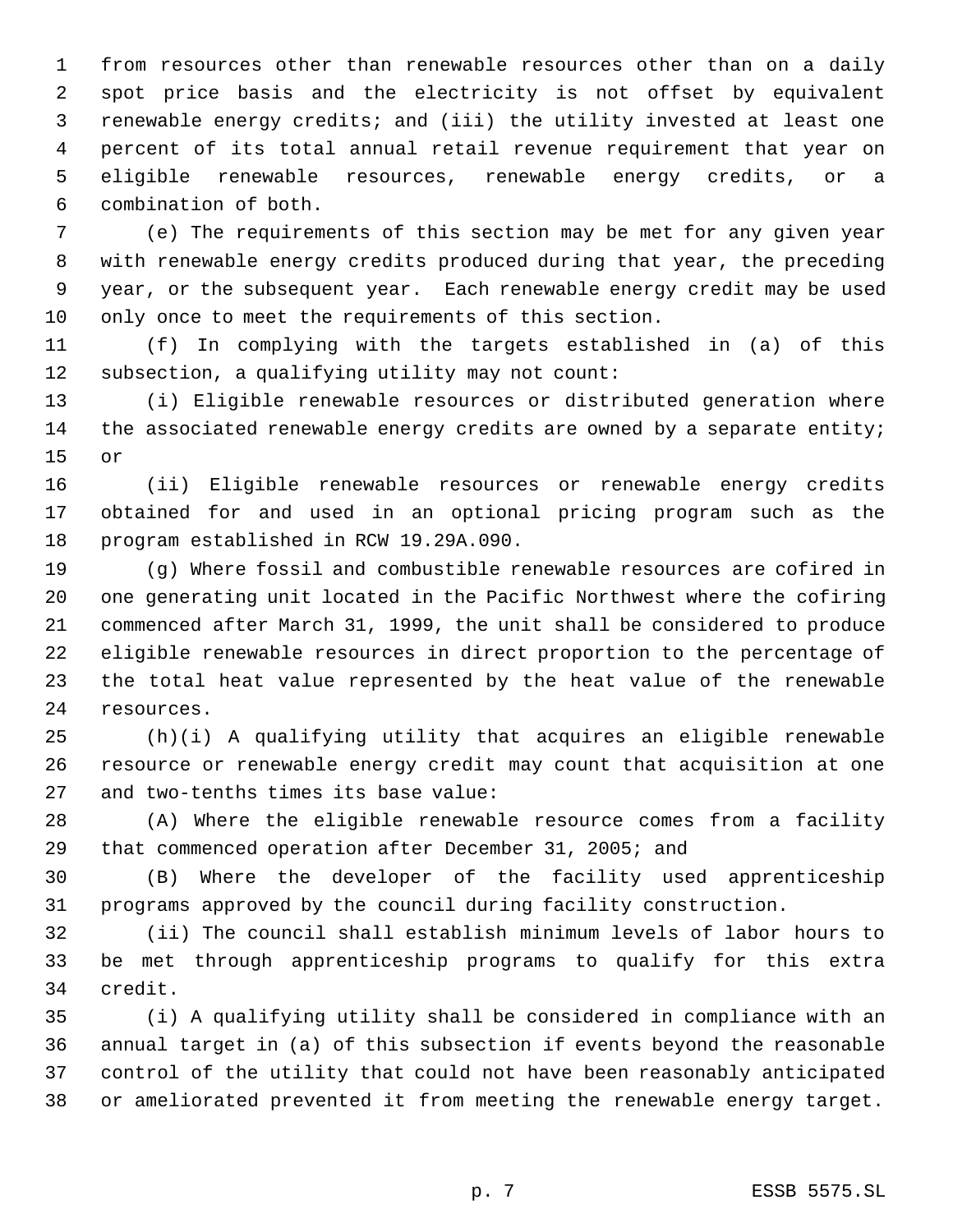from resources other than renewable resources other than on a daily spot price basis and the electricity is not offset by equivalent renewable energy credits; and (iii) the utility invested at least one percent of its total annual retail revenue requirement that year on eligible renewable resources, renewable energy credits, or a combination of both.

(e) The requirements of this section may be met for any given year with renewable energy credits produced during that year, the preceding year, or the subsequent year. Each renewable energy credit may be used only once to meet the requirements of this section.

(f) In complying with the targets established in (a) of this subsection, a qualifying utility may not count:

(i) Eligible renewable resources or distributed generation where the associated renewable energy credits are owned by a separate entity; or

(ii) Eligible renewable resources or renewable energy credits obtained for and used in an optional pricing program such as the program established in RCW 19.29A.090.

(g) Where fossil and combustible renewable resources are cofired in one generating unit located in the Pacific Northwest where the cofiring commenced after March 31, 1999, the unit shall be considered to produce eligible renewable resources in direct proportion to the percentage of the total heat value represented by the heat value of the renewable resources.

(h)(i) A qualifying utility that acquires an eligible renewable resource or renewable energy credit may count that acquisition at one and two-tenths times its base value:

(A) Where the eligible renewable resource comes from a facility that commenced operation after December 31, 2005; and

(B) Where the developer of the facility used apprenticeship programs approved by the council during facility construction.

(ii) The council shall establish minimum levels of labor hours to be met through apprenticeship programs to qualify for this extra credit.

(i) A qualifying utility shall be considered in compliance with an annual target in (a) of this subsection if events beyond the reasonable control of the utility that could not have been reasonably anticipated or ameliorated prevented it from meeting the renewable energy target.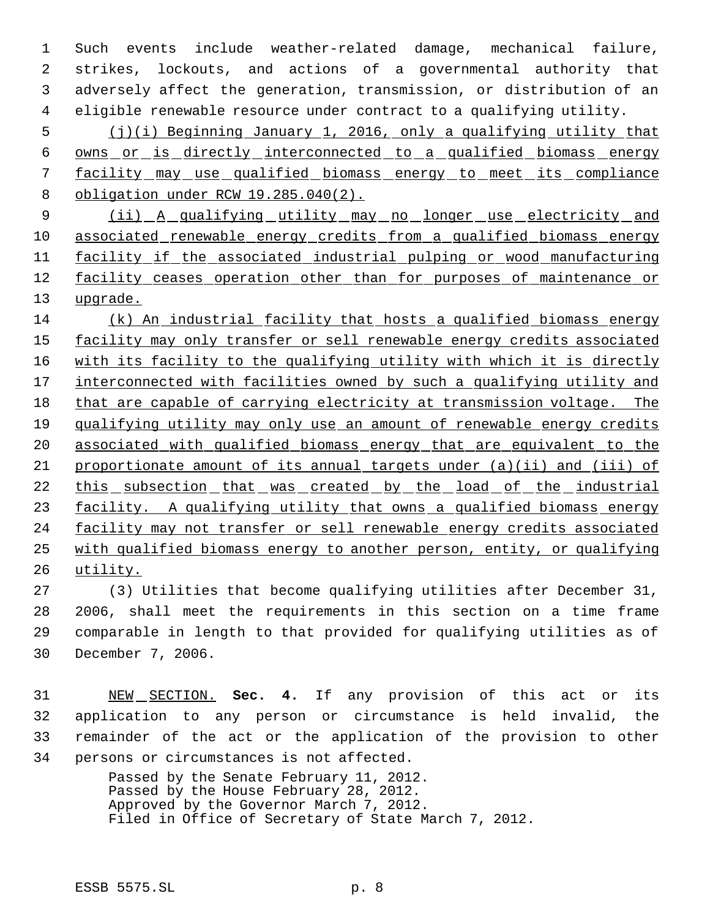Such events include weather-related damage, mechanical failure, strikes, lockouts, and actions of a governmental authority that adversely affect the generation, transmission, or distribution of an eligible renewable resource under contract to a qualifying utility.

(j)(i) Beginning January 1, 2016, only a qualifying utility that owns or is directly interconnected to a qualified biomass energy facility may use qualified biomass energy to meet its compliance obligation under RCW 19.285.040(2).

(ii) A qualifying utility may no longer use electricity and associated renewable energy credits from a qualified biomass energy facility if the associated industrial pulping or wood manufacturing facility ceases operation other than for purposes of maintenance or upgrade.

(k) An industrial facility that hosts a qualified biomass energy facility may only transfer or sell renewable energy credits associated with its facility to the qualifying utility with which it is directly interconnected with facilities owned by such a qualifying utility and that are capable of carrying electricity at transmission voltage. The qualifying utility may only use an amount of renewable energy credits associated with qualified biomass energy that are equivalent to the proportionate amount of its annual targets under (a)(ii) and (iii) of this subsection that was created by the load of the industrial facility. A qualifying utility that owns a qualified biomass energy facility may not transfer or sell renewable energy credits associated with qualified biomass energy to another person, entity, or qualifying utility.

(3) Utilities that become qualifying utilities after December 31, 2006, shall meet the requirements in this section on a time frame comparable in length to that provided for qualifying utilities as of December 7, 2006.

NEW SECTION. **Sec. 4.** If any provision of this act or its application to any person or circumstance is held invalid, the remainder of the act or the application of the provision to other persons or circumstances is not affected.

Passed by the Senate February 11, 2012.
Passed by the House February 28, 2012.
Approved by the Governor March 7, 2012.
Filed in Office of Secretary of State March 7, 2012.